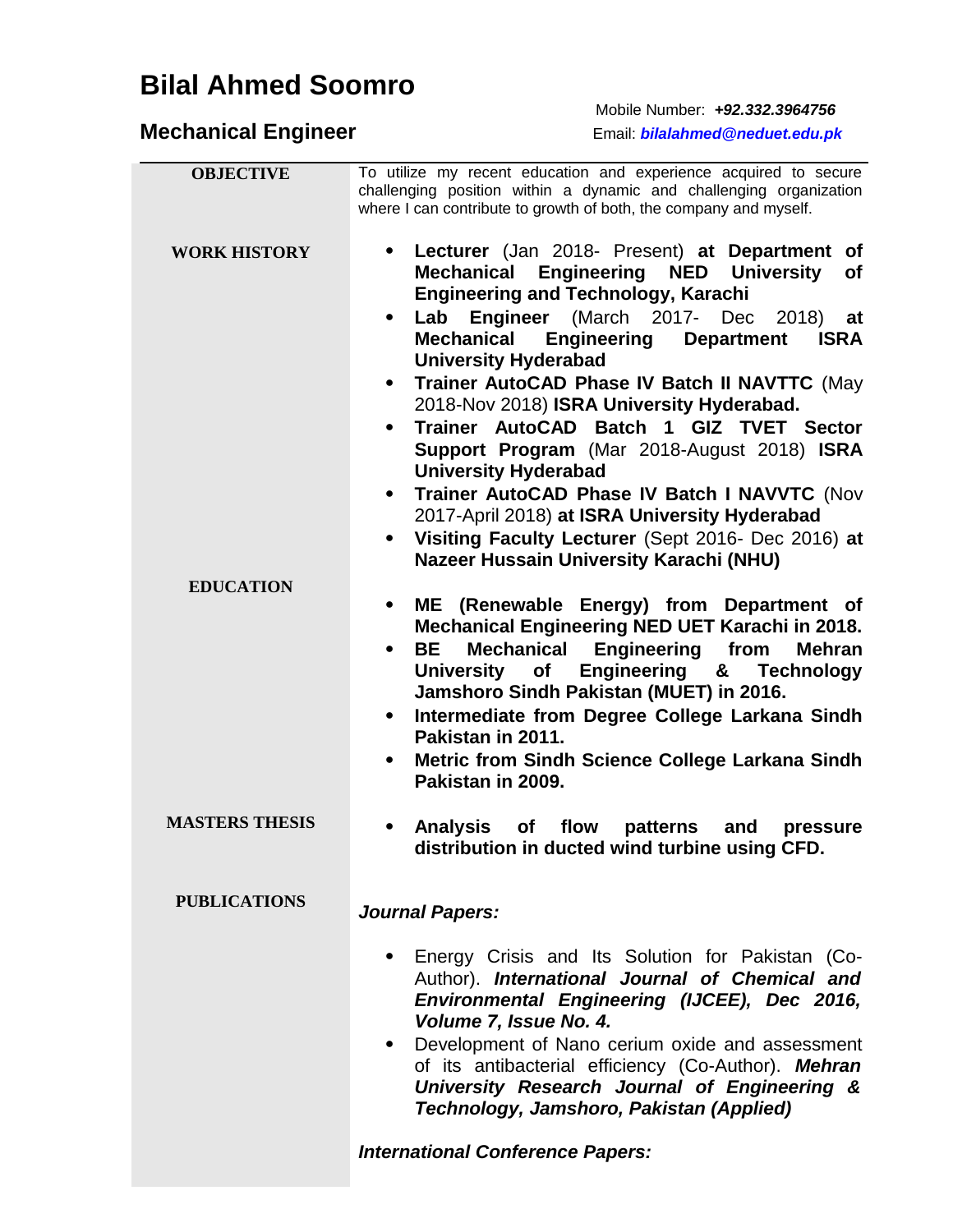# Bilal Ahmed Soomro

## Mechanical Engineer

Mobile Number: ***+92.332.3964756***

Email: ***bilalahmed@neduet.edu.pk***

---

## OBJECTIVE

To utilize my recent education and experience acquired to secure challenging position within a dynamic and challenging organization where I can contribute to growth of both, the company and myself.

## WORK HISTORY

- **Lecturer** (Jan 2018- Present) **at Department of Mechanical Engineering NED University of Engineering and Technology, Karachi**
- **Lab Engineer** (March 2017- Dec 2018) **at Mechanical Engineering Department ISRA University Hyderabad**
- **Trainer AutoCAD Phase IV Batch II NAVTTC** (May 2018-Nov 2018) **ISRA University Hyderabad.**
- **Trainer AutoCAD Batch 1 GIZ TVET Sector Support Program** (Mar 2018-August 2018) **ISRA University Hyderabad**
- **Trainer AutoCAD Phase IV Batch I NAVVTC** (Nov 2017-April 2018) **at ISRA University Hyderabad**
- **Visiting Faculty Lecturer** (Sept 2016- Dec 2016) **at Nazeer Hussain University Karachi (NHU)**

## EDUCATION

- **ME (Renewable Energy) from Department of Mechanical Engineering NED UET Karachi in 2018.**
- **BE Mechanical Engineering from Mehran University of Engineering & Technology Jamshoro Sindh Pakistan (MUET) in 2016.**
- **Intermediate from Degree College Larkana Sindh Pakistan in 2011.**
- **Metric from Sindh Science College Larkana Sindh Pakistan in 2009.**

## MASTERS THESIS

- **Analysis of flow patterns and pressure distribution in ducted wind turbine using CFD.**

## PUBLICATIONS

***Journal Papers:***

- Energy Crisis and Its Solution for Pakistan (Co-Author). ***International Journal of Chemical and Environmental Engineering (IJCEE), Dec 2016, Volume 7, Issue No. 4.***
- Development of Nano cerium oxide and assessment of its antibacterial efficiency (Co-Author). ***Mehran University Research Journal of Engineering & Technology, Jamshoro, Pakistan (Applied)***

***International Conference Papers:***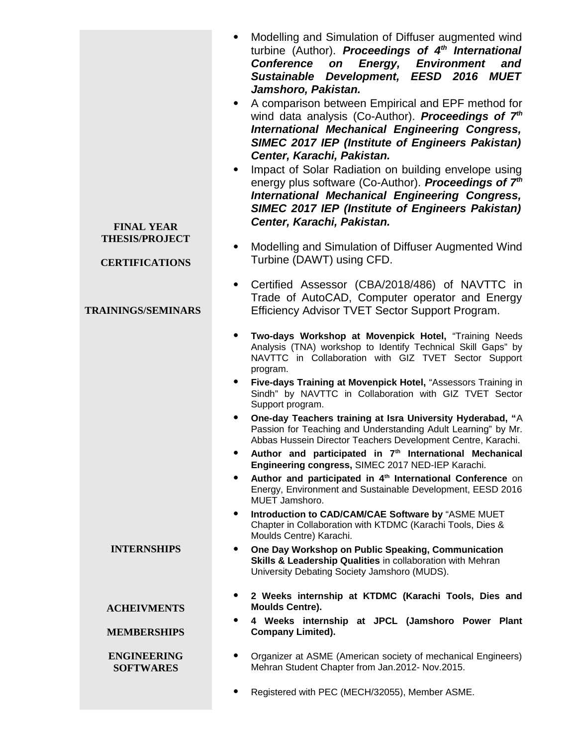- Modelling and Simulation of Diffuser augmented wind turbine (Author). ***Proceedings of 4th International Conference on Energy, Environment and Sustainable Development, EESD 2016 MUET Jamshoro, Pakistan.***
- A comparison between Empirical and EPF method for wind data analysis (Co-Author). ***Proceedings of 7th International Mechanical Engineering Congress, SIMEC 2017 IEP (Institute of Engineers Pakistan) Center, Karachi, Pakistan.***
- Impact of Solar Radiation on building envelope using energy plus software (Co-Author). ***Proceedings of 7th International Mechanical Engineering Congress, SIMEC 2017 IEP (Institute of Engineers Pakistan) Center, Karachi, Pakistan.***

## FINAL YEAR THESIS/PROJECT

- Modelling and Simulation of Diffuser Augmented Wind Turbine (DAWT) using CFD.

## CERTIFICATIONS

- Certified Assessor (CBA/2018/486) of NAVTTC in Trade of AutoCAD, Computer operator and Energy Efficiency Advisor TVET Sector Support Program.

## TRAININGS/SEMINARS

- **Two-days Workshop at Movenpick Hotel,** "Training Needs Analysis (TNA) workshop to Identify Technical Skill Gaps" by NAVTTC in Collaboration with GIZ TVET Sector Support program.
- **Five-days Training at Movenpick Hotel,** "Assessors Training in Sindh" by NAVTTC in Collaboration with GIZ TVET Sector Support program.
- **One-day Teachers training at Isra University Hyderabad, "**A Passion for Teaching and Understanding Adult Learning" by Mr. Abbas Hussein Director Teachers Development Centre, Karachi.
- **Author and participated in 7th International Mechanical Engineering congress,** SIMEC 2017 NED-IEP Karachi.
- **Author and participated in 4th International Conference** on Energy, Environment and Sustainable Development, EESD 2016 MUET Jamshoro.
- **Introduction to CAD/CAM/CAE Software by** "ASME MUET Chapter in Collaboration with KTDMC (Karachi Tools, Dies & Moulds Centre) Karachi.
- **One Day Workshop on Public Speaking, Communication Skills & Leadership Qualities** in collaboration with Mehran University Debating Society Jamshoro (MUDS).

## INTERNSHIPS

- **2 Weeks internship at KTDMC (Karachi Tools, Dies and Moulds Centre).**
- **4 Weeks internship at JPCL (Jamshoro Power Plant Company Limited).**

## ACHEIVMENTS

- Organizer at ASME (American society of mechanical Engineers) Mehran Student Chapter from Jan.2012- Nov.2015.

## MEMBERSHIPS

- Registered with PEC (MECH/32055), Member ASME.

## ENGINEERING SOFTWARES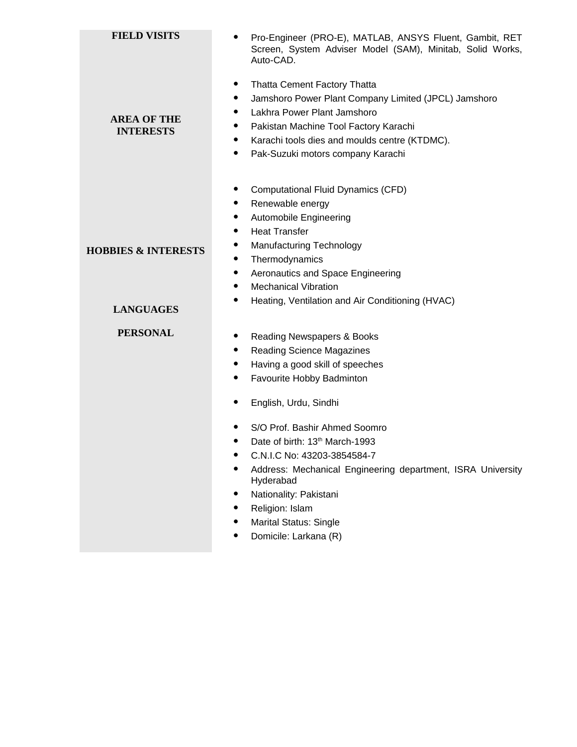- Pro-Engineer (PRO-E), MATLAB, ANSYS Fluent, Gambit, RET Screen, System Adviser Model (SAM), Minitab, Solid Works, Auto-CAD.

**FIELD VISITS**

- Thatta Cement Factory Thatta
- Jamshoro Power Plant Company Limited (JPCL) Jamshoro
- Lakhra Power Plant Jamshoro
- Pakistan Machine Tool Factory Karachi
- Karachi tools dies and moulds centre (KTDMC).
- Pak-Suzuki motors company Karachi

**AREA OF THE INTERESTS**

- Computational Fluid Dynamics (CFD)
- Renewable energy
- Automobile Engineering
- Heat Transfer
- Manufacturing Technology
- Thermodynamics
- Aeronautics and Space Engineering
- Mechanical Vibration
- Heating, Ventilation and Air Conditioning (HVAC)

**HOBBIES & INTERESTS**

- Reading Newspapers & Books
- Reading Science Magazines
- Having a good skill of speeches
- Favourite Hobby Badminton

**LANGUAGES**

- English, Urdu, Sindhi

**PERSONAL**

- S/O Prof. Bashir Ahmed Soomro
- Date of birth: 13th March-1993
- C.N.I.C No: 43203-3854584-7
- Address: Mechanical Engineering department, ISRA University Hyderabad
- Nationality: Pakistani
- Religion: Islam
- Marital Status: Single
- Domicile: Larkana (R)